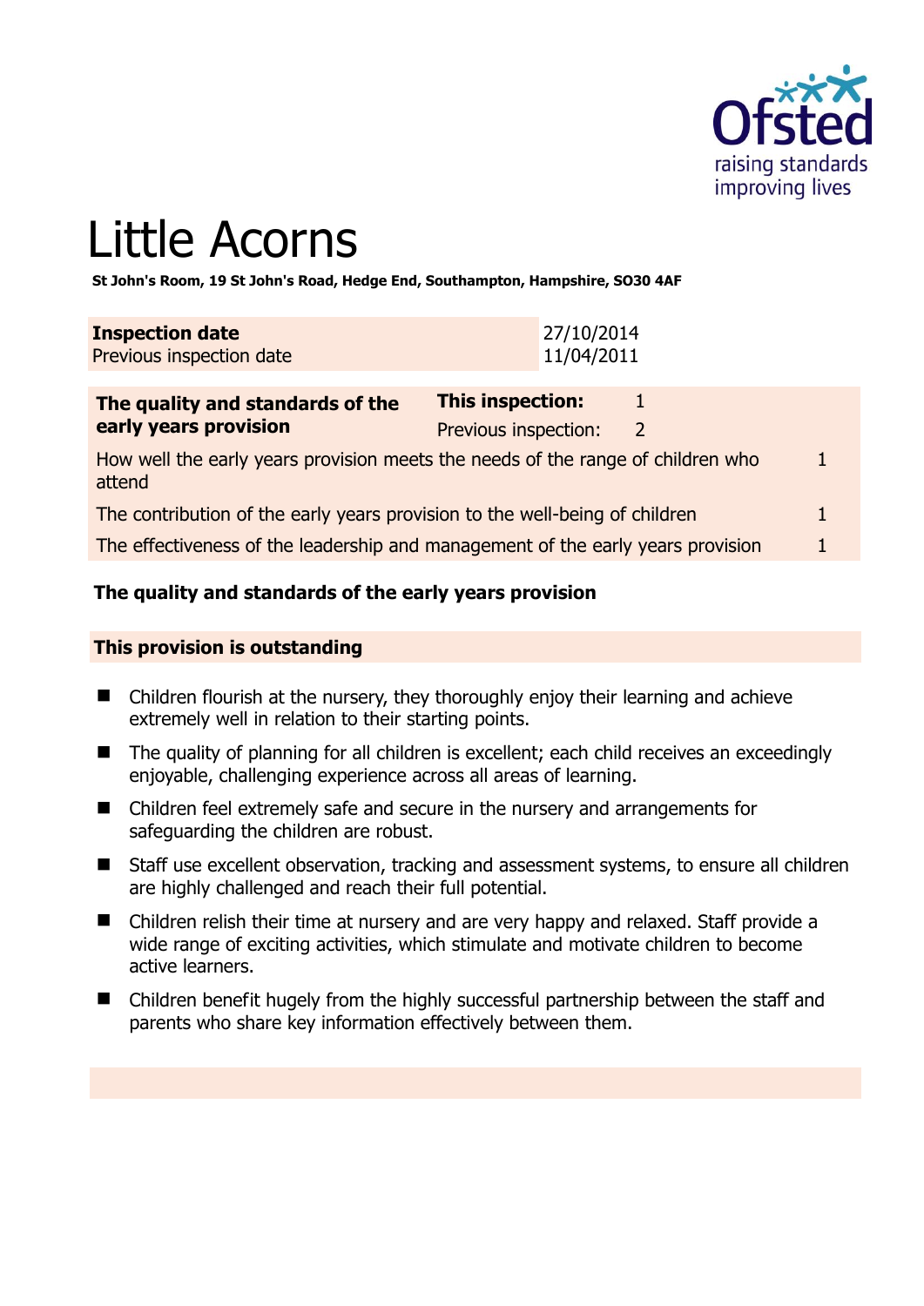# Little Acorns

**St John's Room, 19 St John's Road, Hedge End, Southampton, Hampshire, SO30 4AF**

| **Inspection date** | 27/10/2014 |
|---|---|
| Previous inspection date | 11/04/2011 |

| **The quality and standards of the early years provision** | **This inspection:** | 1 |
|---|---|---|
| | Previous inspection: | 2 |
| How well the early years provision meets the needs of the range of children who attend | | 1 |
| The contribution of the early years provision to the well-being of children | | 1 |
| The effectiveness of the leadership and management of the early years provision | | 1 |

**The quality and standards of the early years provision**

**This provision is outstanding**

- Children flourish at the nursery, they thoroughly enjoy their learning and achieve extremely well in relation to their starting points.
- The quality of planning for all children is excellent; each child receives an exceedingly enjoyable, challenging experience across all areas of learning.
- Children feel extremely safe and secure in the nursery and arrangements for safeguarding the children are robust.
- Staff use excellent observation, tracking and assessment systems, to ensure all children are highly challenged and reach their full potential.
- Children relish their time at nursery and are very happy and relaxed. Staff provide a wide range of exciting activities, which stimulate and motivate children to become active learners.
- Children benefit hugely from the highly successful partnership between the staff and parents who share key information effectively between them.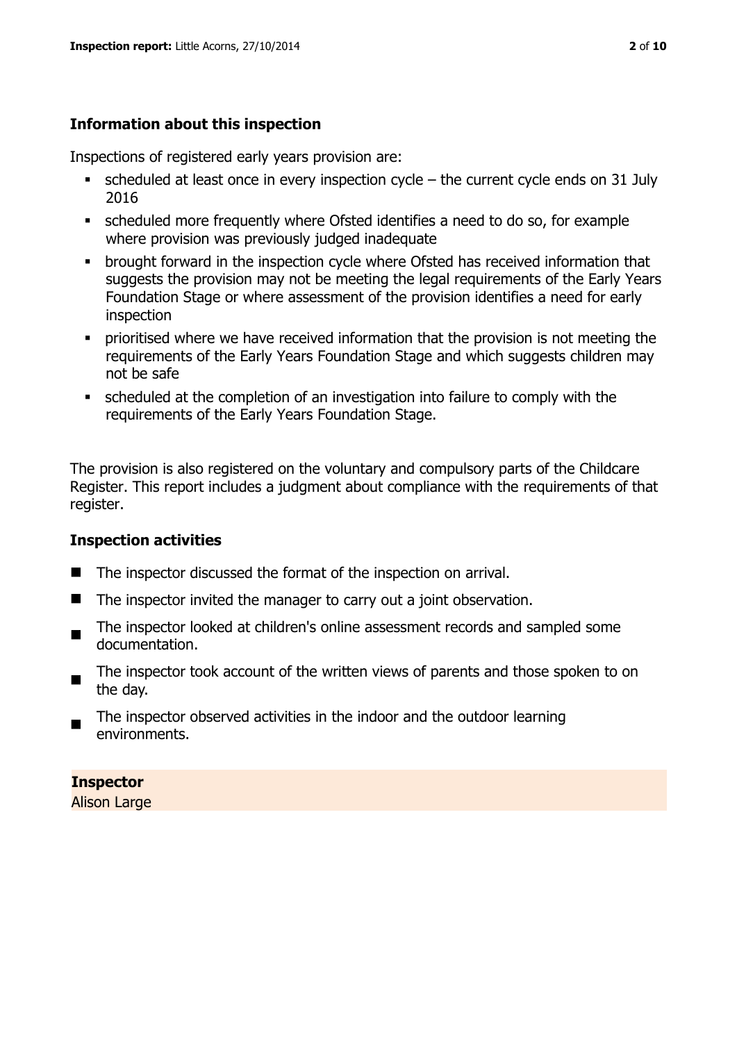## Information about this inspection

Inspections of registered early years provision are:

- scheduled at least once in every inspection cycle – the current cycle ends on 31 July 2016
- scheduled more frequently where Ofsted identifies a need to do so, for example where provision was previously judged inadequate
- brought forward in the inspection cycle where Ofsted has received information that suggests the provision may not be meeting the legal requirements of the Early Years Foundation Stage or where assessment of the provision identifies a need for early inspection
- prioritised where we have received information that the provision is not meeting the requirements of the Early Years Foundation Stage and which suggests children may not be safe
- scheduled at the completion of an investigation into failure to comply with the requirements of the Early Years Foundation Stage.

The provision is also registered on the voluntary and compulsory parts of the Childcare Register. This report includes a judgment about compliance with the requirements of that register.

## Inspection activities

- The inspector discussed the format of the inspection on arrival.
- The inspector invited the manager to carry out a joint observation.
- The inspector looked at children's online assessment records and sampled some documentation.
- The inspector took account of the written views of parents and those spoken to on the day.
- The inspector observed activities in the indoor and the outdoor learning environments.

**Inspector**
Alison Large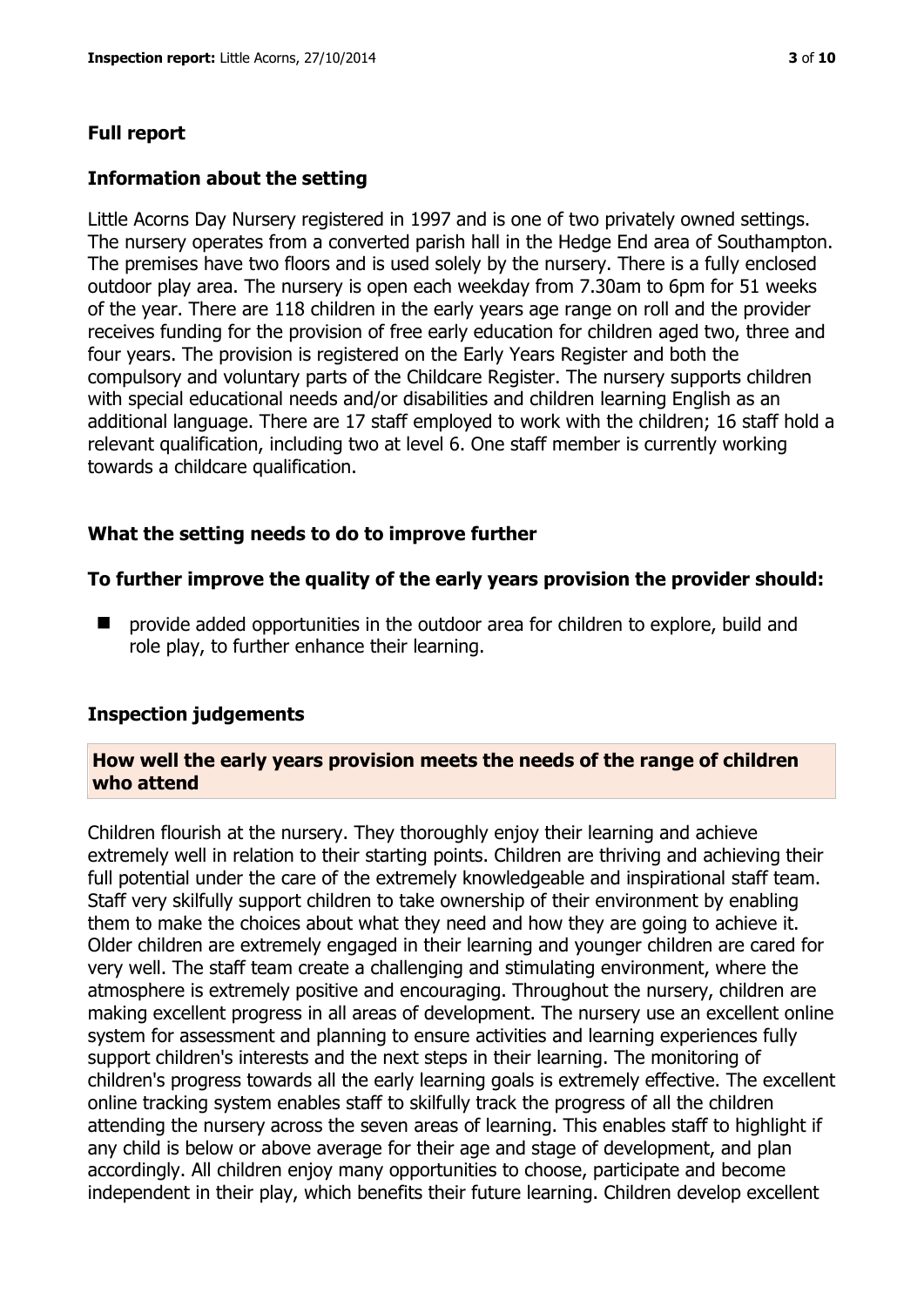## Full report

### Information about the setting

Little Acorns Day Nursery registered in 1997 and is one of two privately owned settings. The nursery operates from a converted parish hall in the Hedge End area of Southampton. The premises have two floors and is used solely by the nursery. There is a fully enclosed outdoor play area. The nursery is open each weekday from 7.30am to 6pm for 51 weeks of the year. There are 118 children in the early years age range on roll and the provider receives funding for the provision of free early education for children aged two, three and four years. The provision is registered on the Early Years Register and both the compulsory and voluntary parts of the Childcare Register. The nursery supports children with special educational needs and/or disabilities and children learning English as an additional language. There are 17 staff employed to work with the children; 16 staff hold a relevant qualification, including two at level 6. One staff member is currently working towards a childcare qualification.

### What the setting needs to do to improve further

**To further improve the quality of the early years provision the provider should:**

- provide added opportunities in the outdoor area for children to explore, build and role play, to further enhance their learning.

### Inspection judgements

#### How well the early years provision meets the needs of the range of children who attend

Children flourish at the nursery. They thoroughly enjoy their learning and achieve extremely well in relation to their starting points. Children are thriving and achieving their full potential under the care of the extremely knowledgeable and inspirational staff team. Staff very skilfully support children to take ownership of their environment by enabling them to make the choices about what they need and how they are going to achieve it. Older children are extremely engaged in their learning and younger children are cared for very well. The staff team create a challenging and stimulating environment, where the atmosphere is extremely positive and encouraging. Throughout the nursery, children are making excellent progress in all areas of development. The nursery use an excellent online system for assessment and planning to ensure activities and learning experiences fully support children's interests and the next steps in their learning. The monitoring of children's progress towards all the early learning goals is extremely effective. The excellent online tracking system enables staff to skilfully track the progress of all the children attending the nursery across the seven areas of learning. This enables staff to highlight if any child is below or above average for their age and stage of development, and plan accordingly. All children enjoy many opportunities to choose, participate and become independent in their play, which benefits their future learning. Children develop excellent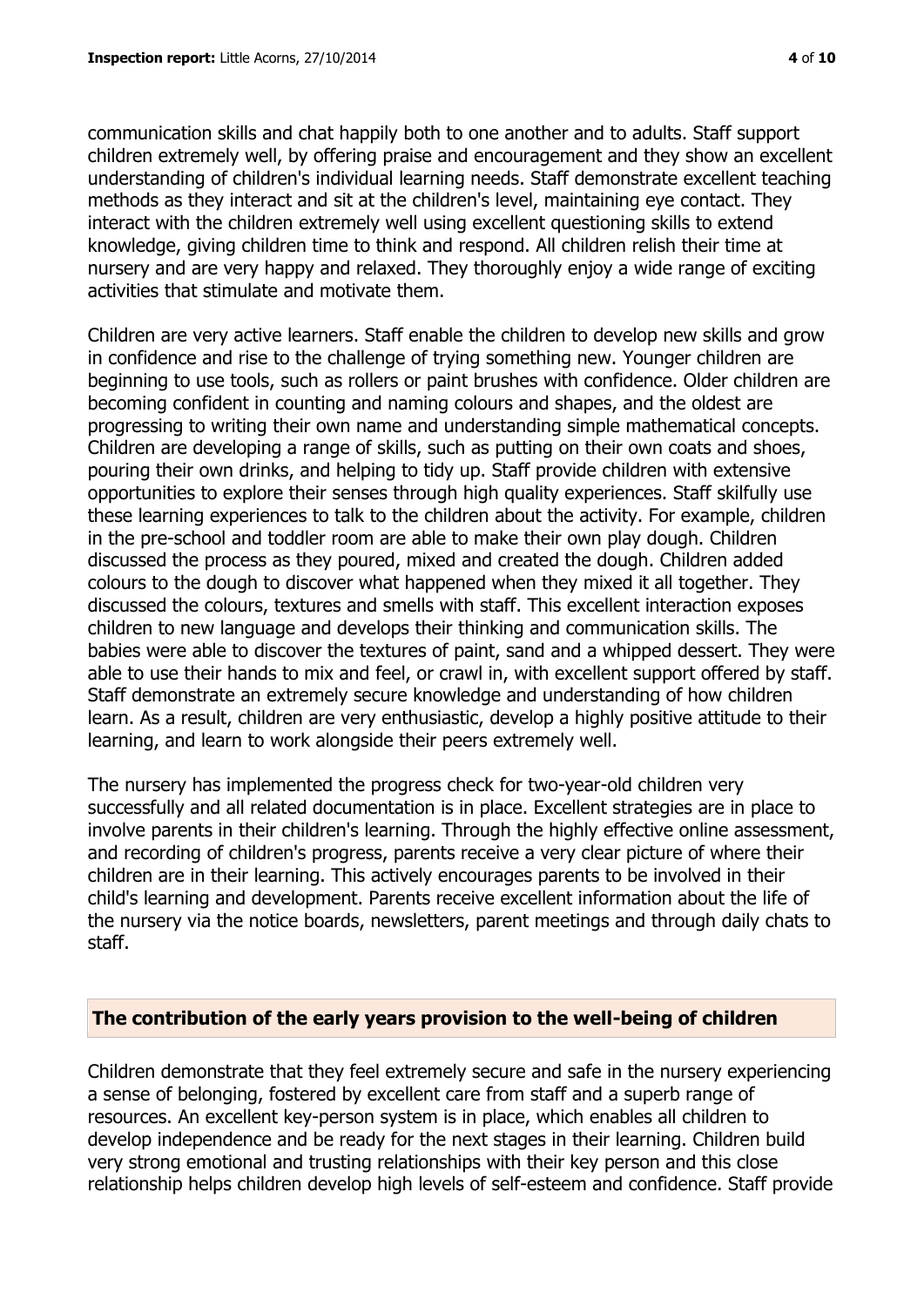communication skills and chat happily both to one another and to adults. Staff support children extremely well, by offering praise and encouragement and they show an excellent understanding of children's individual learning needs. Staff demonstrate excellent teaching methods as they interact and sit at the children's level, maintaining eye contact. They interact with the children extremely well using excellent questioning skills to extend knowledge, giving children time to think and respond. All children relish their time at nursery and are very happy and relaxed. They thoroughly enjoy a wide range of exciting activities that stimulate and motivate them.

Children are very active learners. Staff enable the children to develop new skills and grow in confidence and rise to the challenge of trying something new. Younger children are beginning to use tools, such as rollers or paint brushes with confidence. Older children are becoming confident in counting and naming colours and shapes, and the oldest are progressing to writing their own name and understanding simple mathematical concepts. Children are developing a range of skills, such as putting on their own coats and shoes, pouring their own drinks, and helping to tidy up. Staff provide children with extensive opportunities to explore their senses through high quality experiences. Staff skilfully use these learning experiences to talk to the children about the activity. For example, children in the pre-school and toddler room are able to make their own play dough. Children discussed the process as they poured, mixed and created the dough. Children added colours to the dough to discover what happened when they mixed it all together. They discussed the colours, textures and smells with staff. This excellent interaction exposes children to new language and develops their thinking and communication skills. The babies were able to discover the textures of paint, sand and a whipped dessert. They were able to use their hands to mix and feel, or crawl in, with excellent support offered by staff. Staff demonstrate an extremely secure knowledge and understanding of how children learn. As a result, children are very enthusiastic, develop a highly positive attitude to their learning, and learn to work alongside their peers extremely well.

The nursery has implemented the progress check for two-year-old children very successfully and all related documentation is in place. Excellent strategies are in place to involve parents in their children's learning. Through the highly effective online assessment, and recording of children's progress, parents receive a very clear picture of where their children are in their learning. This actively encourages parents to be involved in their child's learning and development. Parents receive excellent information about the life of the nursery via the notice boards, newsletters, parent meetings and through daily chats to staff.

## The contribution of the early years provision to the well-being of children

Children demonstrate that they feel extremely secure and safe in the nursery experiencing a sense of belonging, fostered by excellent care from staff and a superb range of resources. An excellent key-person system is in place, which enables all children to develop independence and be ready for the next stages in their learning. Children build very strong emotional and trusting relationships with their key person and this close relationship helps children develop high levels of self-esteem and confidence. Staff provide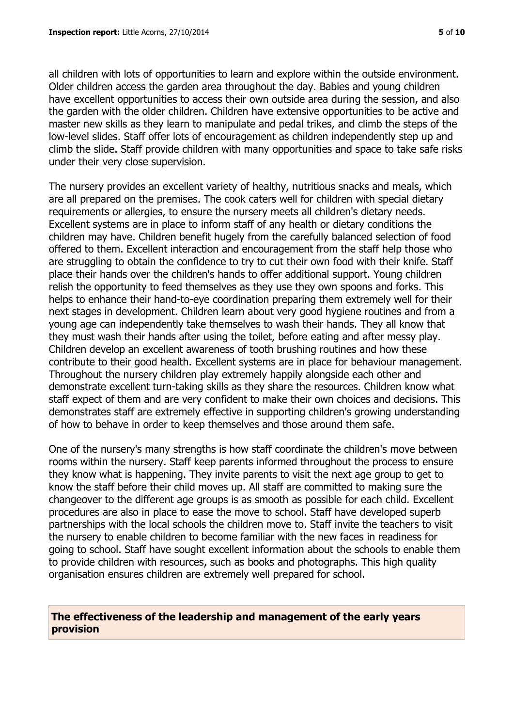all children with lots of opportunities to learn and explore within the outside environment. Older children access the garden area throughout the day. Babies and young children have excellent opportunities to access their own outside area during the session, and also the garden with the older children. Children have extensive opportunities to be active and master new skills as they learn to manipulate and pedal trikes, and climb the steps of the low-level slides. Staff offer lots of encouragement as children independently step up and climb the slide. Staff provide children with many opportunities and space to take safe risks under their very close supervision.

The nursery provides an excellent variety of healthy, nutritious snacks and meals, which are all prepared on the premises. The cook caters well for children with special dietary requirements or allergies, to ensure the nursery meets all children's dietary needs. Excellent systems are in place to inform staff of any health or dietary conditions the children may have. Children benefit hugely from the carefully balanced selection of food offered to them. Excellent interaction and encouragement from the staff help those who are struggling to obtain the confidence to try to cut their own food with their knife. Staff place their hands over the children's hands to offer additional support. Young children relish the opportunity to feed themselves as they use they own spoons and forks. This helps to enhance their hand-to-eye coordination preparing them extremely well for their next stages in development. Children learn about very good hygiene routines and from a young age can independently take themselves to wash their hands. They all know that they must wash their hands after using the toilet, before eating and after messy play. Children develop an excellent awareness of tooth brushing routines and how these contribute to their good health. Excellent systems are in place for behaviour management. Throughout the nursery children play extremely happily alongside each other and demonstrate excellent turn-taking skills as they share the resources. Children know what staff expect of them and are very confident to make their own choices and decisions. This demonstrates staff are extremely effective in supporting children's growing understanding of how to behave in order to keep themselves and those around them safe.

One of the nursery's many strengths is how staff coordinate the children's move between rooms within the nursery. Staff keep parents informed throughout the process to ensure they know what is happening. They invite parents to visit the next age group to get to know the staff before their child moves up. All staff are committed to making sure the changeover to the different age groups is as smooth as possible for each child. Excellent procedures are also in place to ease the move to school. Staff have developed superb partnerships with the local schools the children move to. Staff invite the teachers to visit the nursery to enable children to become familiar with the new faces in readiness for going to school. Staff have sought excellent information about the schools to enable them to provide children with resources, such as books and photographs. This high quality organisation ensures children are extremely well prepared for school.

## The effectiveness of the leadership and management of the early years provision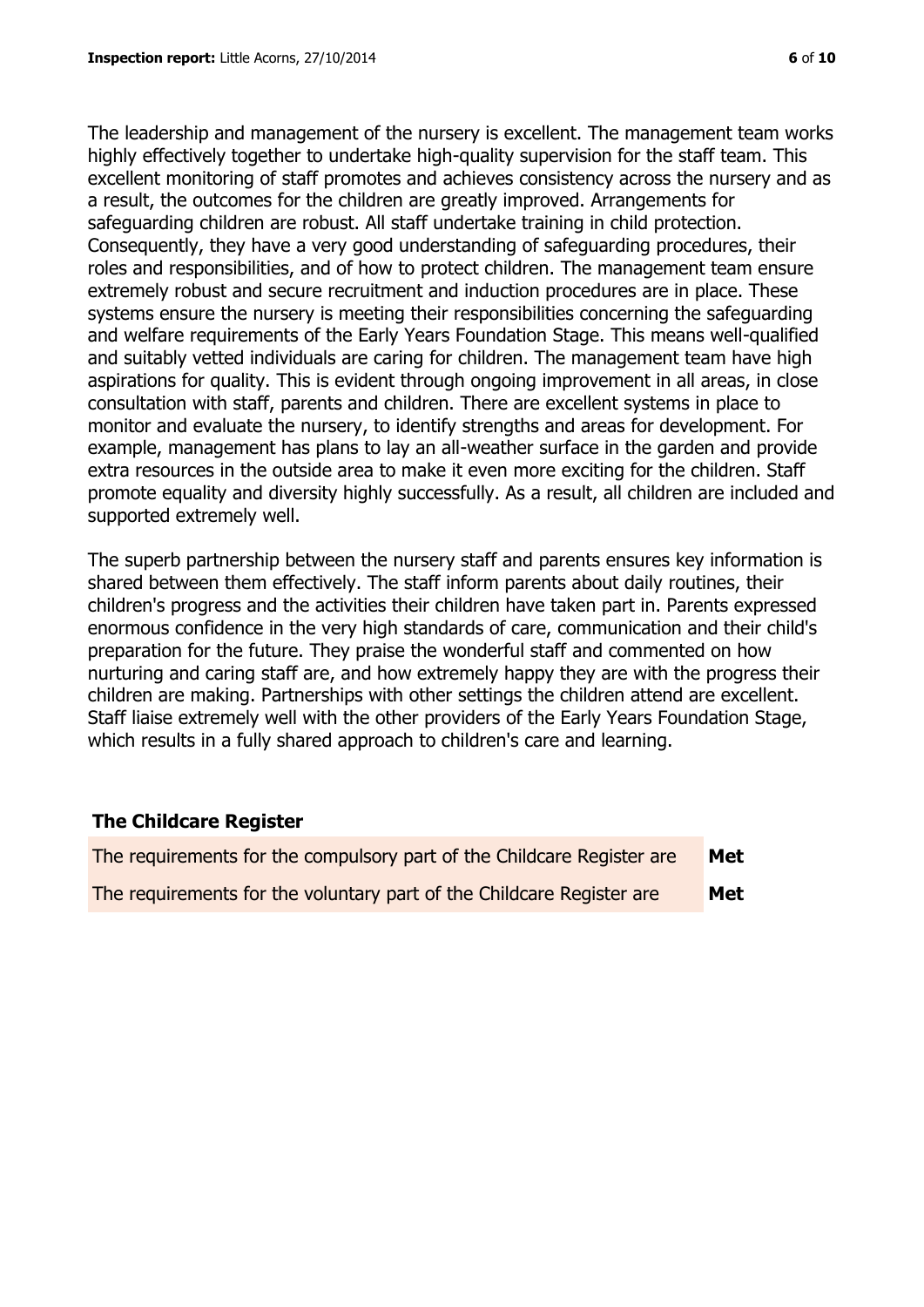The leadership and management of the nursery is excellent. The management team works highly effectively together to undertake high-quality supervision for the staff team. This excellent monitoring of staff promotes and achieves consistency across the nursery and as a result, the outcomes for the children are greatly improved. Arrangements for safeguarding children are robust. All staff undertake training in child protection. Consequently, they have a very good understanding of safeguarding procedures, their roles and responsibilities, and of how to protect children. The management team ensure extremely robust and secure recruitment and induction procedures are in place. These systems ensure the nursery is meeting their responsibilities concerning the safeguarding and welfare requirements of the Early Years Foundation Stage. This means well-qualified and suitably vetted individuals are caring for children. The management team have high aspirations for quality. This is evident through ongoing improvement in all areas, in close consultation with staff, parents and children. There are excellent systems in place to monitor and evaluate the nursery, to identify strengths and areas for development. For example, management has plans to lay an all-weather surface in the garden and provide extra resources in the outside area to make it even more exciting for the children. Staff promote equality and diversity highly successfully. As a result, all children are included and supported extremely well.

The superb partnership between the nursery staff and parents ensures key information is shared between them effectively. The staff inform parents about daily routines, their children's progress and the activities their children have taken part in. Parents expressed enormous confidence in the very high standards of care, communication and their child's preparation for the future. They praise the wonderful staff and commented on how nurturing and caring staff are, and how extremely happy they are with the progress their children are making. Partnerships with other settings the children attend are excellent. Staff liaise extremely well with the other providers of the Early Years Foundation Stage, which results in a fully shared approach to children's care and learning.

## The Childcare Register

| | |
|---|---|
| The requirements for the compulsory part of the Childcare Register are | **Met** |
| The requirements for the voluntary part of the Childcare Register are | **Met** |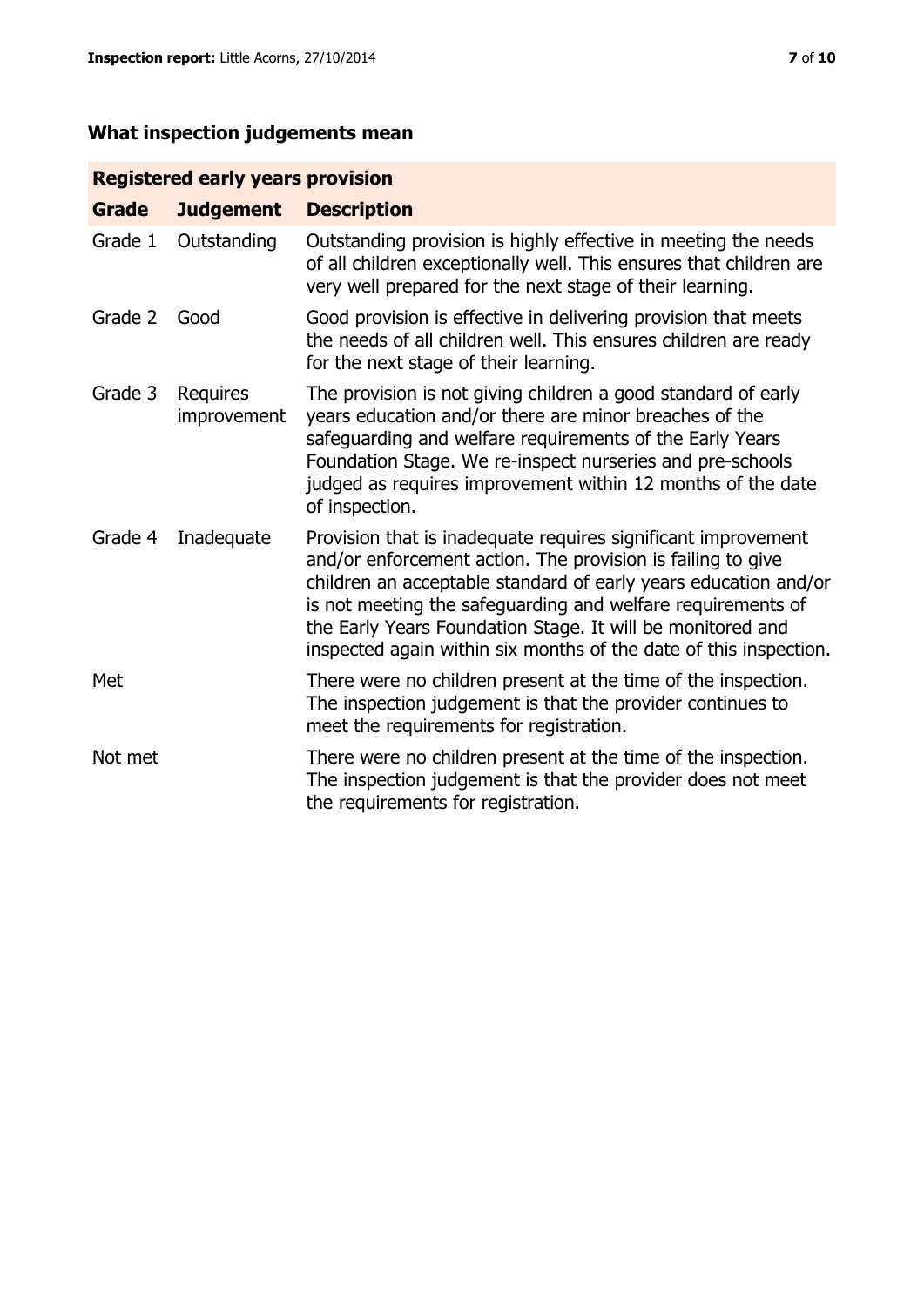## What inspection judgements mean

| Registered early years provision | | |
|---|---|---|
| **Grade** | **Judgement** | **Description** |
| Grade 1 | Outstanding | Outstanding provision is highly effective in meeting the needs of all children exceptionally well. This ensures that children are very well prepared for the next stage of their learning. |
| Grade 2 | Good | Good provision is effective in delivering provision that meets the needs of all children well. This ensures children are ready for the next stage of their learning. |
| Grade 3 | Requires improvement | The provision is not giving children a good standard of early years education and/or there are minor breaches of the safeguarding and welfare requirements of the Early Years Foundation Stage. We re-inspect nurseries and pre-schools judged as requires improvement within 12 months of the date of inspection. |
| Grade 4 | Inadequate | Provision that is inadequate requires significant improvement and/or enforcement action. The provision is failing to give children an acceptable standard of early years education and/or is not meeting the safeguarding and welfare requirements of the Early Years Foundation Stage. It will be monitored and inspected again within six months of the date of this inspection. |
| Met | | There were no children present at the time of the inspection. The inspection judgement is that the provider continues to meet the requirements for registration. |
| Not met | | There were no children present at the time of the inspection. The inspection judgement is that the provider does not meet the requirements for registration. |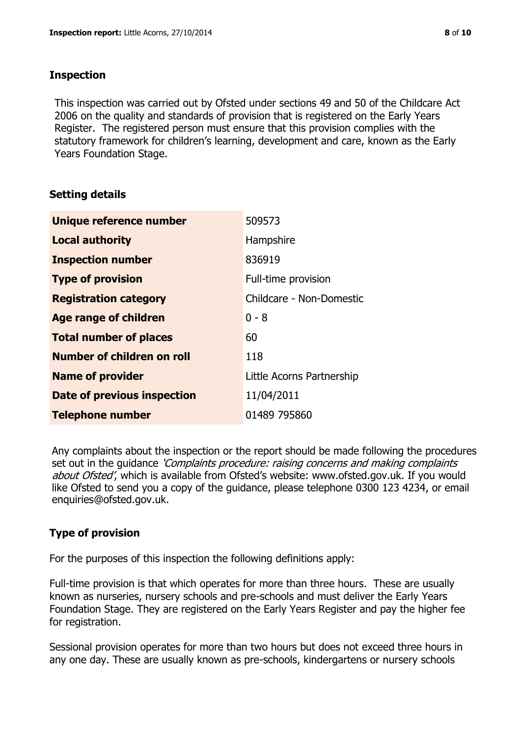## Inspection

This inspection was carried out by Ofsted under sections 49 and 50 of the Childcare Act 2006 on the quality and standards of provision that is registered on the Early Years Register. The registered person must ensure that this provision complies with the statutory framework for children's learning, development and care, known as the Early Years Foundation Stage.

## Setting details

| | |
|---|---|
| **Unique reference number** | 509573 |
| **Local authority** | Hampshire |
| **Inspection number** | 836919 |
| **Type of provision** | Full-time provision |
| **Registration category** | Childcare - Non-Domestic |
| **Age range of children** | 0 - 8 |
| **Total number of places** | 60 |
| **Number of children on roll** | 118 |
| **Name of provider** | Little Acorns Partnership |
| **Date of previous inspection** | 11/04/2011 |
| **Telephone number** | 01489 795860 |

Any complaints about the inspection or the report should be made following the procedures set out in the guidance *'Complaints procedure: raising concerns and making complaints about Ofsted'*, which is available from Ofsted's website: www.ofsted.gov.uk. If you would like Ofsted to send you a copy of the guidance, please telephone 0300 123 4234, or email enquiries@ofsted.gov.uk.

## Type of provision

For the purposes of this inspection the following definitions apply:

Full-time provision is that which operates for more than three hours. These are usually known as nurseries, nursery schools and pre-schools and must deliver the Early Years Foundation Stage. They are registered on the Early Years Register and pay the higher fee for registration.

Sessional provision operates for more than two hours but does not exceed three hours in any one day. These are usually known as pre-schools, kindergartens or nursery schools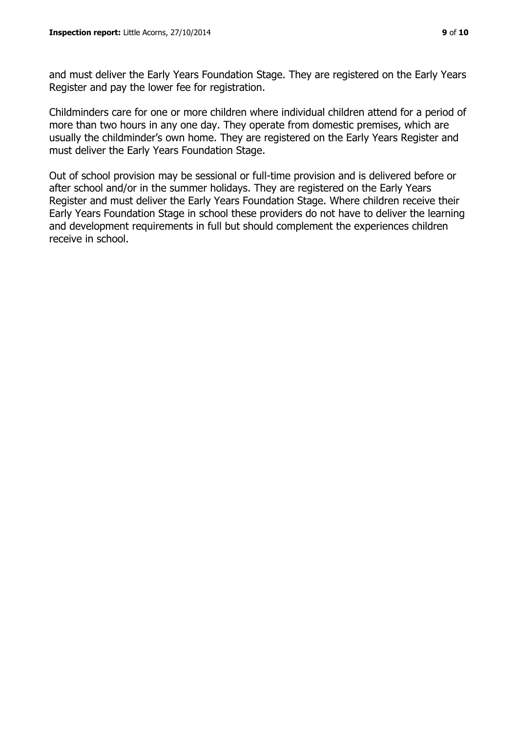and must deliver the Early Years Foundation Stage. They are registered on the Early Years Register and pay the lower fee for registration.

Childminders care for one or more children where individual children attend for a period of more than two hours in any one day. They operate from domestic premises, which are usually the childminder's own home. They are registered on the Early Years Register and must deliver the Early Years Foundation Stage.

Out of school provision may be sessional or full-time provision and is delivered before or after school and/or in the summer holidays. They are registered on the Early Years Register and must deliver the Early Years Foundation Stage. Where children receive their Early Years Foundation Stage in school these providers do not have to deliver the learning and development requirements in full but should complement the experiences children receive in school.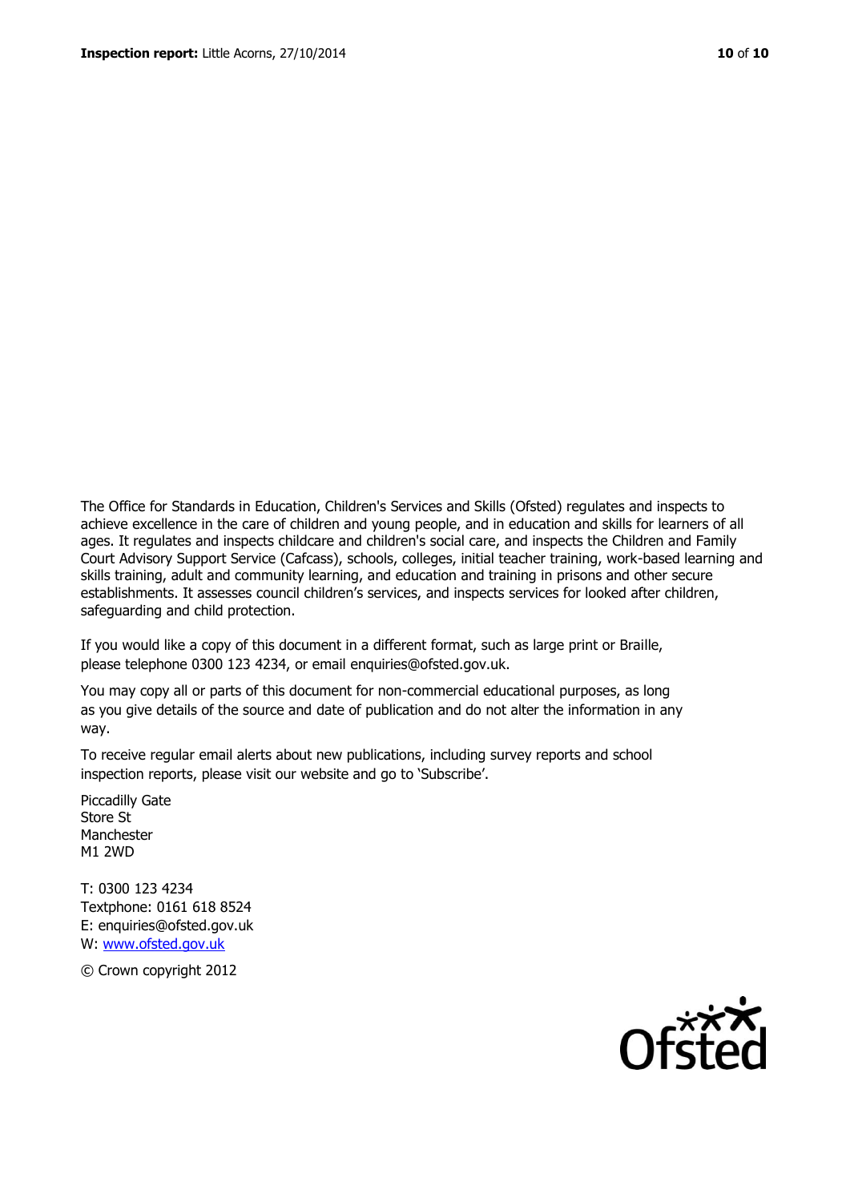The Office for Standards in Education, Children's Services and Skills (Ofsted) regulates and inspects to achieve excellence in the care of children and young people, and in education and skills for learners of all ages. It regulates and inspects childcare and children's social care, and inspects the Children and Family Court Advisory Support Service (Cafcass), schools, colleges, initial teacher training, work-based learning and skills training, adult and community learning, and education and training in prisons and other secure establishments. It assesses council children's services, and inspects services for looked after children, safeguarding and child protection.

If you would like a copy of this document in a different format, such as large print or Braille, please telephone 0300 123 4234, or email enquiries@ofsted.gov.uk.

You may copy all or parts of this document for non-commercial educational purposes, as long as you give details of the source and date of publication and do not alter the information in any way.

To receive regular email alerts about new publications, including survey reports and school inspection reports, please visit our website and go to 'Subscribe'.

Piccadilly Gate
Store St
Manchester
M1 2WD

T: 0300 123 4234
Textphone: 0161 618 8524
E: enquiries@ofsted.gov.uk
W: www.ofsted.gov.uk

© Crown copyright 2012

Ofsted